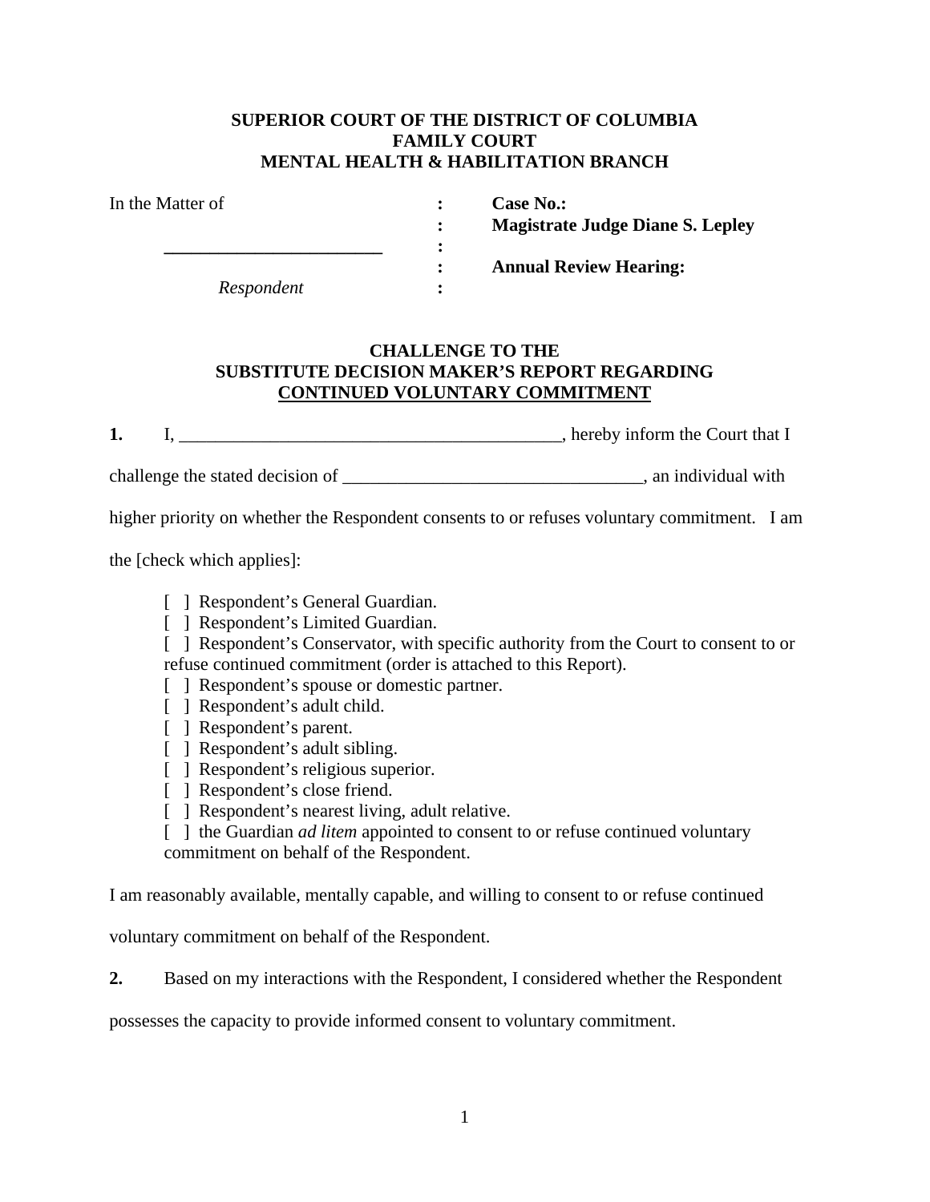**SUPERIOR COURT OF THE DISTRICT OF COLUMBIA**
**FAMILY COURT**
**MENTAL HEALTH & HABILITATION BRANCH**

| | | |
|---|---|---|
| In the Matter of | : | **Case No.:** |
| | : | **Magistrate Judge Diane S. Lepley** |
| ________________________ | : | |
| | : | **Annual Review Hearing:** |
| *Respondent* | : | |

**CHALLENGE TO THE**
**SUBSTITUTE DECISION MAKER'S REPORT REGARDING**
**CONTINUED VOLUNTARY COMMITMENT**

**1.** I, ___________________________________________, hereby inform the Court that I challenge the stated decision of _________________________________, an individual with higher priority on whether the Respondent consents to or refuses voluntary commitment. I am the [check which applies]:

[ ] Respondent's General Guardian.
[ ] Respondent's Limited Guardian.
[ ] Respondent's Conservator, with specific authority from the Court to consent to or refuse continued commitment (order is attached to this Report).
[ ] Respondent's spouse or domestic partner.
[ ] Respondent's adult child.
[ ] Respondent's parent.
[ ] Respondent's adult sibling.
[ ] Respondent's religious superior.
[ ] Respondent's close friend.
[ ] Respondent's nearest living, adult relative.
[ ] the Guardian *ad litem* appointed to consent to or refuse continued voluntary commitment on behalf of the Respondent.

I am reasonably available, mentally capable, and willing to consent to or refuse continued voluntary commitment on behalf of the Respondent.

**2.** Based on my interactions with the Respondent, I considered whether the Respondent possesses the capacity to provide informed consent to voluntary commitment.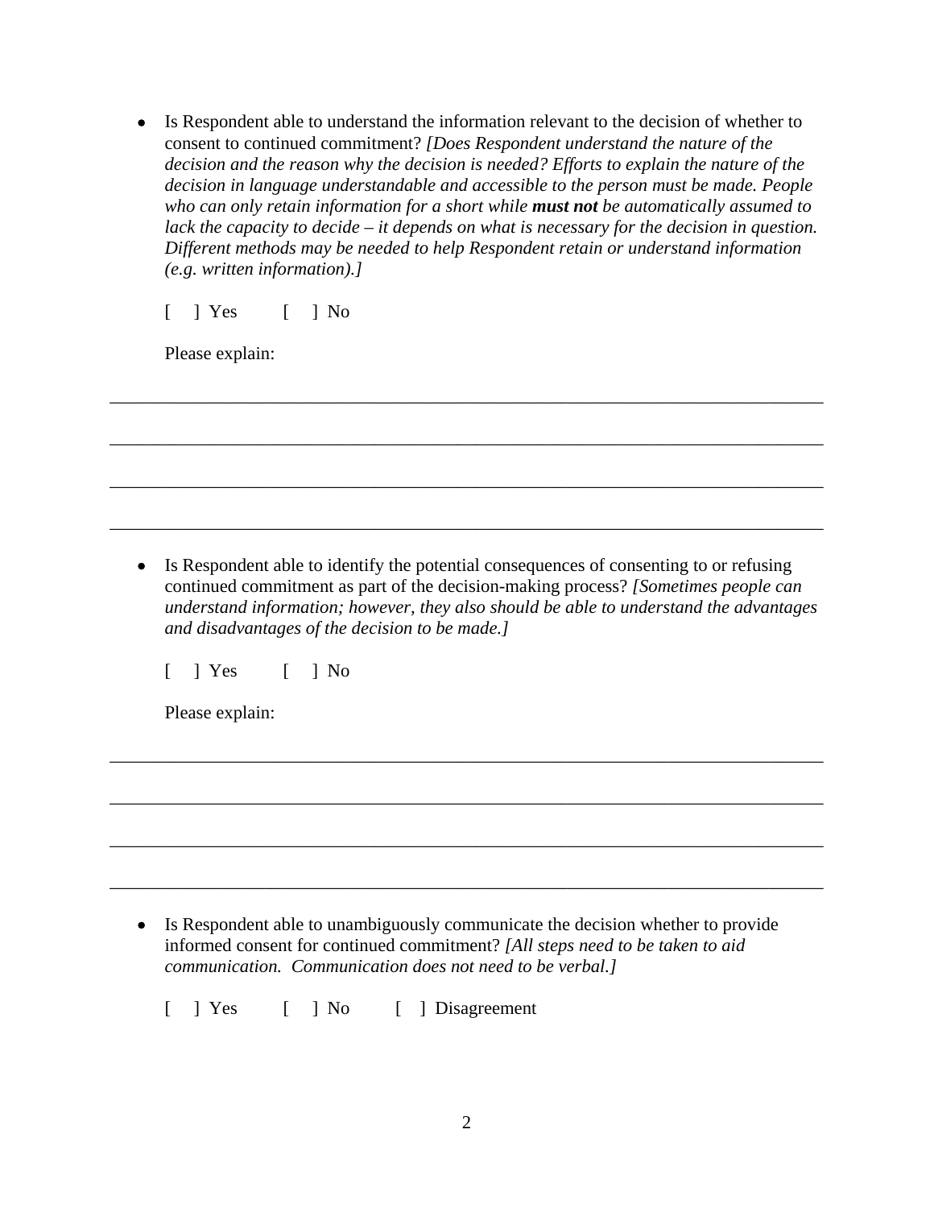- Is Respondent able to understand the information relevant to the decision of whether to consent to continued commitment? *[Does Respondent understand the nature of the decision and the reason why the decision is needed? Efforts to explain the nature of the decision in language understandable and accessible to the person must be made. People who can only retain information for a short while **must not** be automatically assumed to lack the capacity to decide – it depends on what is necessary for the decision in question. Different methods may be needed to help Respondent retain or understand information (e.g. written information).]*

  [ ] Yes [ ] No

  Please explain:

_______________________________________________________________________________

_______________________________________________________________________________

_______________________________________________________________________________

_______________________________________________________________________________

- Is Respondent able to identify the potential consequences of consenting to or refusing continued commitment as part of the decision-making process? *[Sometimes people can understand information; however, they also should be able to understand the advantages and disadvantages of the decision to be made.]*

  [ ] Yes [ ] No

  Please explain:

_______________________________________________________________________________

_______________________________________________________________________________

_______________________________________________________________________________

_______________________________________________________________________________

- Is Respondent able to unambiguously communicate the decision whether to provide informed consent for continued commitment? *[All steps need to be taken to aid communication. Communication does not need to be verbal.]*

  [ ] Yes [ ] No [ ] Disagreement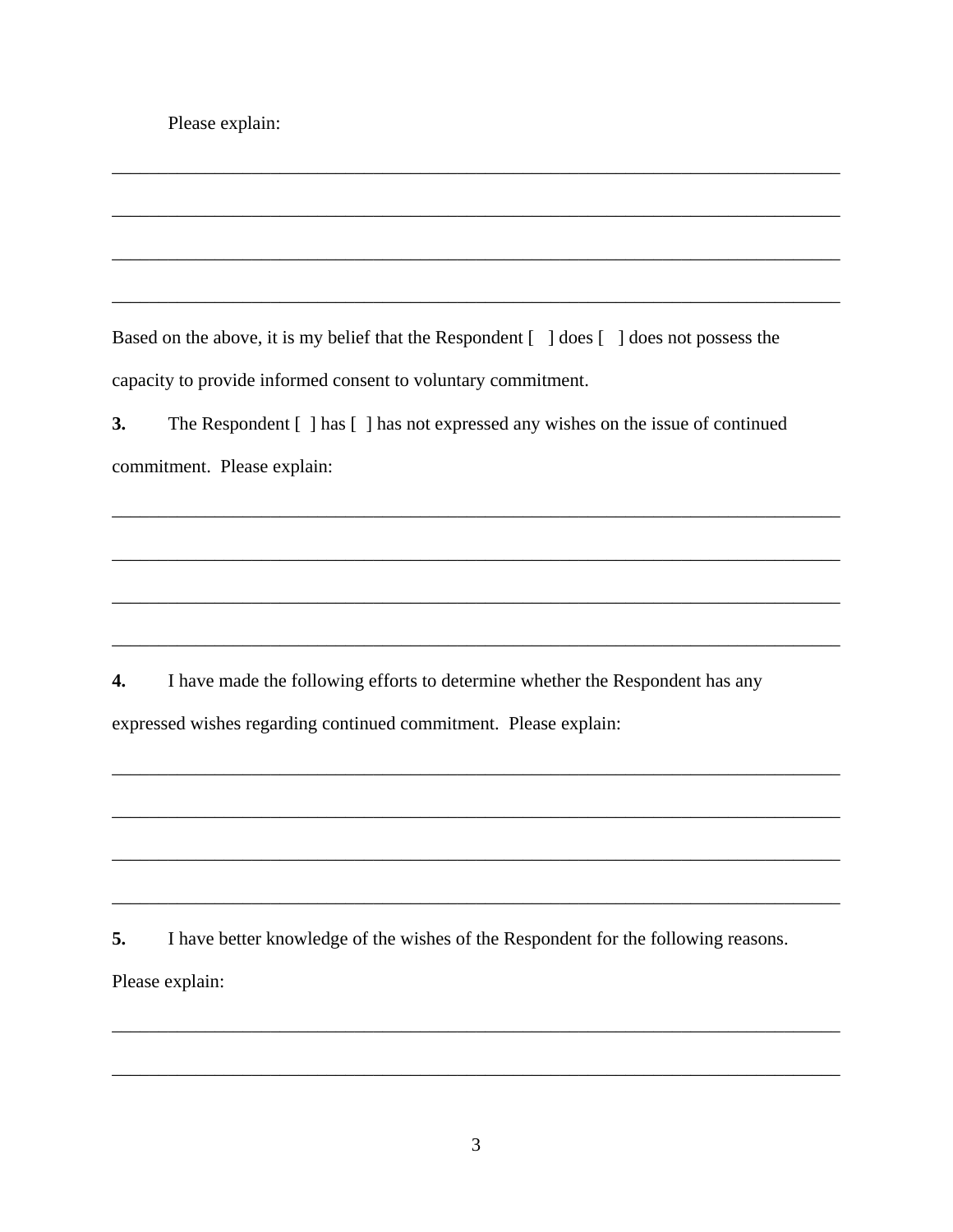Please explain:

\_\_\_\_\_\_\_\_\_\_\_\_\_\_\_\_\_\_\_\_\_\_\_\_\_\_\_\_\_\_\_\_\_\_\_\_\_\_\_\_\_\_\_\_\_\_\_\_\_\_\_\_\_\_\_\_\_\_\_\_\_\_\_\_\_\_\_\_\_\_\_\_\_\_\_\_

\_\_\_\_\_\_\_\_\_\_\_\_\_\_\_\_\_\_\_\_\_\_\_\_\_\_\_\_\_\_\_\_\_\_\_\_\_\_\_\_\_\_\_\_\_\_\_\_\_\_\_\_\_\_\_\_\_\_\_\_\_\_\_\_\_\_\_\_\_\_\_\_\_\_\_\_

\_\_\_\_\_\_\_\_\_\_\_\_\_\_\_\_\_\_\_\_\_\_\_\_\_\_\_\_\_\_\_\_\_\_\_\_\_\_\_\_\_\_\_\_\_\_\_\_\_\_\_\_\_\_\_\_\_\_\_\_\_\_\_\_\_\_\_\_\_\_\_\_\_\_\_\_

\_\_\_\_\_\_\_\_\_\_\_\_\_\_\_\_\_\_\_\_\_\_\_\_\_\_\_\_\_\_\_\_\_\_\_\_\_\_\_\_\_\_\_\_\_\_\_\_\_\_\_\_\_\_\_\_\_\_\_\_\_\_\_\_\_\_\_\_\_\_\_\_\_\_\_\_

Based on the above, it is my belief that the Respondent [ ] does [ ] does not possess the capacity to provide informed consent to voluntary commitment.

**3.** The Respondent [ ] has [ ] has not expressed any wishes on the issue of continued commitment. Please explain:

\_\_\_\_\_\_\_\_\_\_\_\_\_\_\_\_\_\_\_\_\_\_\_\_\_\_\_\_\_\_\_\_\_\_\_\_\_\_\_\_\_\_\_\_\_\_\_\_\_\_\_\_\_\_\_\_\_\_\_\_\_\_\_\_\_\_\_\_\_\_\_\_\_\_\_\_

\_\_\_\_\_\_\_\_\_\_\_\_\_\_\_\_\_\_\_\_\_\_\_\_\_\_\_\_\_\_\_\_\_\_\_\_\_\_\_\_\_\_\_\_\_\_\_\_\_\_\_\_\_\_\_\_\_\_\_\_\_\_\_\_\_\_\_\_\_\_\_\_\_\_\_\_

\_\_\_\_\_\_\_\_\_\_\_\_\_\_\_\_\_\_\_\_\_\_\_\_\_\_\_\_\_\_\_\_\_\_\_\_\_\_\_\_\_\_\_\_\_\_\_\_\_\_\_\_\_\_\_\_\_\_\_\_\_\_\_\_\_\_\_\_\_\_\_\_\_\_\_\_

\_\_\_\_\_\_\_\_\_\_\_\_\_\_\_\_\_\_\_\_\_\_\_\_\_\_\_\_\_\_\_\_\_\_\_\_\_\_\_\_\_\_\_\_\_\_\_\_\_\_\_\_\_\_\_\_\_\_\_\_\_\_\_\_\_\_\_\_\_\_\_\_\_\_\_\_

**4.** I have made the following efforts to determine whether the Respondent has any expressed wishes regarding continued commitment. Please explain:

\_\_\_\_\_\_\_\_\_\_\_\_\_\_\_\_\_\_\_\_\_\_\_\_\_\_\_\_\_\_\_\_\_\_\_\_\_\_\_\_\_\_\_\_\_\_\_\_\_\_\_\_\_\_\_\_\_\_\_\_\_\_\_\_\_\_\_\_\_\_\_\_\_\_\_\_

\_\_\_\_\_\_\_\_\_\_\_\_\_\_\_\_\_\_\_\_\_\_\_\_\_\_\_\_\_\_\_\_\_\_\_\_\_\_\_\_\_\_\_\_\_\_\_\_\_\_\_\_\_\_\_\_\_\_\_\_\_\_\_\_\_\_\_\_\_\_\_\_\_\_\_\_

\_\_\_\_\_\_\_\_\_\_\_\_\_\_\_\_\_\_\_\_\_\_\_\_\_\_\_\_\_\_\_\_\_\_\_\_\_\_\_\_\_\_\_\_\_\_\_\_\_\_\_\_\_\_\_\_\_\_\_\_\_\_\_\_\_\_\_\_\_\_\_\_\_\_\_\_

\_\_\_\_\_\_\_\_\_\_\_\_\_\_\_\_\_\_\_\_\_\_\_\_\_\_\_\_\_\_\_\_\_\_\_\_\_\_\_\_\_\_\_\_\_\_\_\_\_\_\_\_\_\_\_\_\_\_\_\_\_\_\_\_\_\_\_\_\_\_\_\_\_\_\_\_

**5.** I have better knowledge of the wishes of the Respondent for the following reasons. Please explain:

\_\_\_\_\_\_\_\_\_\_\_\_\_\_\_\_\_\_\_\_\_\_\_\_\_\_\_\_\_\_\_\_\_\_\_\_\_\_\_\_\_\_\_\_\_\_\_\_\_\_\_\_\_\_\_\_\_\_\_\_\_\_\_\_\_\_\_\_\_\_\_\_\_\_\_\_

\_\_\_\_\_\_\_\_\_\_\_\_\_\_\_\_\_\_\_\_\_\_\_\_\_\_\_\_\_\_\_\_\_\_\_\_\_\_\_\_\_\_\_\_\_\_\_\_\_\_\_\_\_\_\_\_\_\_\_\_\_\_\_\_\_\_\_\_\_\_\_\_\_\_\_\_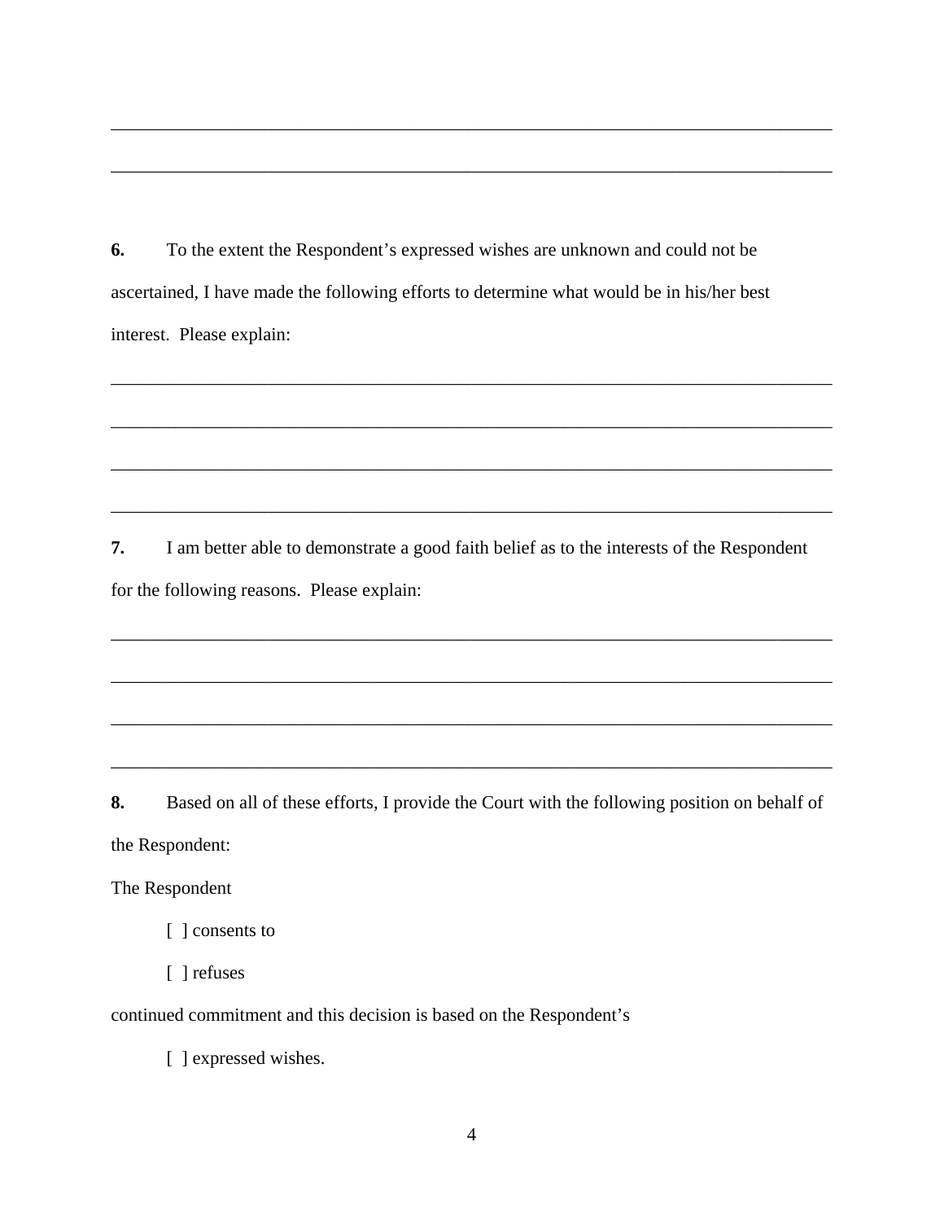\_\_\_\_\_\_\_\_\_\_\_\_\_\_\_\_\_\_\_\_\_\_\_\_\_\_\_\_\_\_\_\_\_\_\_\_\_\_\_\_\_\_\_\_\_\_\_\_\_\_\_\_\_\_\_\_\_\_\_\_\_\_\_\_\_\_\_\_\_\_\_\_\_\_\_\_

\_\_\_\_\_\_\_\_\_\_\_\_\_\_\_\_\_\_\_\_\_\_\_\_\_\_\_\_\_\_\_\_\_\_\_\_\_\_\_\_\_\_\_\_\_\_\_\_\_\_\_\_\_\_\_\_\_\_\_\_\_\_\_\_\_\_\_\_\_\_\_\_\_\_\_\_

**6.** To the extent the Respondent's expressed wishes are unknown and could not be ascertained, I have made the following efforts to determine what would be in his/her best interest. Please explain:

\_\_\_\_\_\_\_\_\_\_\_\_\_\_\_\_\_\_\_\_\_\_\_\_\_\_\_\_\_\_\_\_\_\_\_\_\_\_\_\_\_\_\_\_\_\_\_\_\_\_\_\_\_\_\_\_\_\_\_\_\_\_\_\_\_\_\_\_\_\_\_\_\_\_\_\_

\_\_\_\_\_\_\_\_\_\_\_\_\_\_\_\_\_\_\_\_\_\_\_\_\_\_\_\_\_\_\_\_\_\_\_\_\_\_\_\_\_\_\_\_\_\_\_\_\_\_\_\_\_\_\_\_\_\_\_\_\_\_\_\_\_\_\_\_\_\_\_\_\_\_\_\_

\_\_\_\_\_\_\_\_\_\_\_\_\_\_\_\_\_\_\_\_\_\_\_\_\_\_\_\_\_\_\_\_\_\_\_\_\_\_\_\_\_\_\_\_\_\_\_\_\_\_\_\_\_\_\_\_\_\_\_\_\_\_\_\_\_\_\_\_\_\_\_\_\_\_\_\_

\_\_\_\_\_\_\_\_\_\_\_\_\_\_\_\_\_\_\_\_\_\_\_\_\_\_\_\_\_\_\_\_\_\_\_\_\_\_\_\_\_\_\_\_\_\_\_\_\_\_\_\_\_\_\_\_\_\_\_\_\_\_\_\_\_\_\_\_\_\_\_\_\_\_\_\_

**7.** I am better able to demonstrate a good faith belief as to the interests of the Respondent for the following reasons. Please explain:

\_\_\_\_\_\_\_\_\_\_\_\_\_\_\_\_\_\_\_\_\_\_\_\_\_\_\_\_\_\_\_\_\_\_\_\_\_\_\_\_\_\_\_\_\_\_\_\_\_\_\_\_\_\_\_\_\_\_\_\_\_\_\_\_\_\_\_\_\_\_\_\_\_\_\_\_

\_\_\_\_\_\_\_\_\_\_\_\_\_\_\_\_\_\_\_\_\_\_\_\_\_\_\_\_\_\_\_\_\_\_\_\_\_\_\_\_\_\_\_\_\_\_\_\_\_\_\_\_\_\_\_\_\_\_\_\_\_\_\_\_\_\_\_\_\_\_\_\_\_\_\_\_

\_\_\_\_\_\_\_\_\_\_\_\_\_\_\_\_\_\_\_\_\_\_\_\_\_\_\_\_\_\_\_\_\_\_\_\_\_\_\_\_\_\_\_\_\_\_\_\_\_\_\_\_\_\_\_\_\_\_\_\_\_\_\_\_\_\_\_\_\_\_\_\_\_\_\_\_

\_\_\_\_\_\_\_\_\_\_\_\_\_\_\_\_\_\_\_\_\_\_\_\_\_\_\_\_\_\_\_\_\_\_\_\_\_\_\_\_\_\_\_\_\_\_\_\_\_\_\_\_\_\_\_\_\_\_\_\_\_\_\_\_\_\_\_\_\_\_\_\_\_\_\_\_

**8.** Based on all of these efforts, I provide the Court with the following position on behalf of the Respondent:

The Respondent

[ ] consents to

[ ] refuses

continued commitment and this decision is based on the Respondent's

[ ] expressed wishes.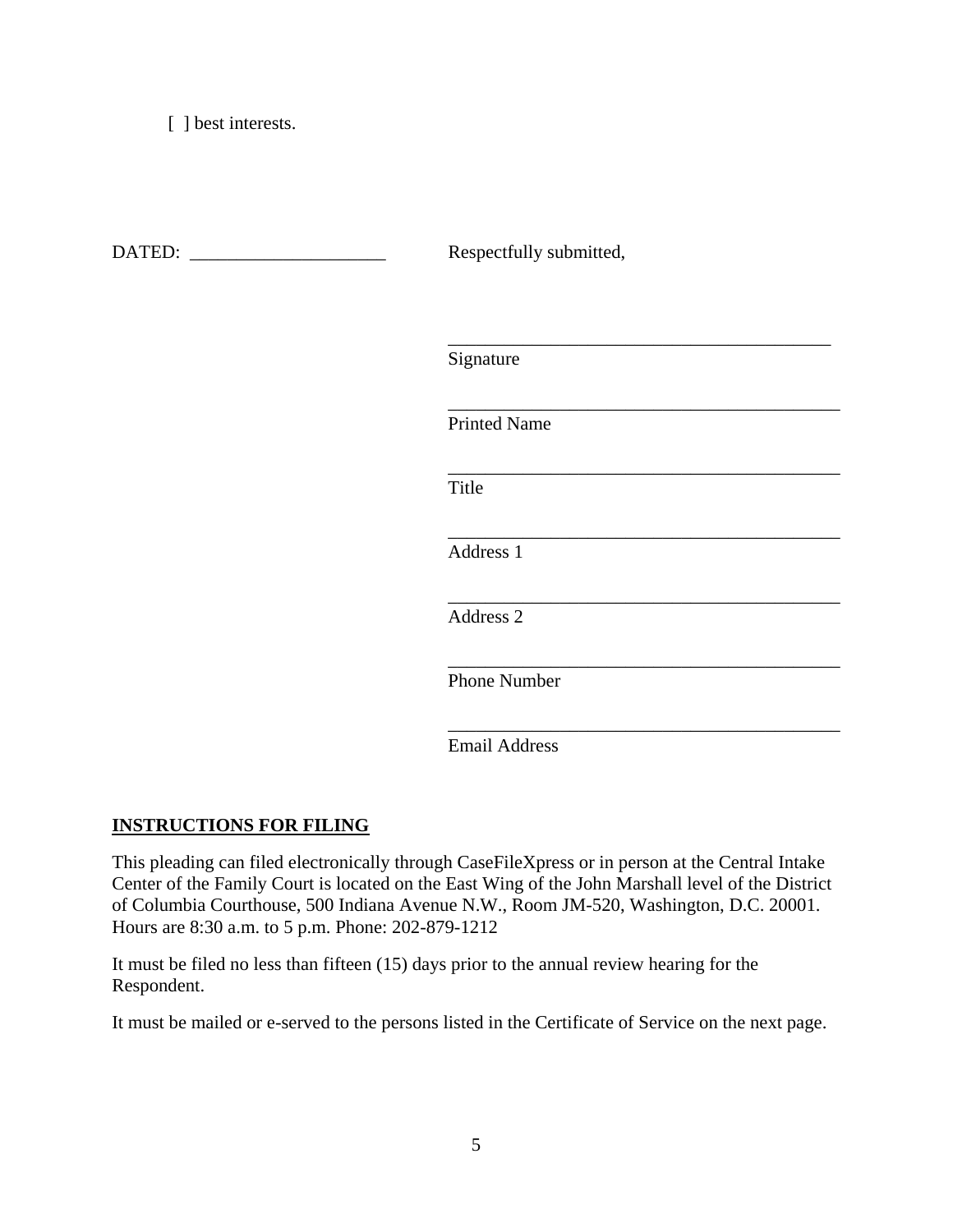[ ] best interests.

DATED: _____________________ Respectfully submitted,

___________________________________________
Signature

___________________________________________
Printed Name

___________________________________________
Title

___________________________________________
Address 1

___________________________________________
Address 2

___________________________________________
Phone Number

___________________________________________
Email Address

**INSTRUCTIONS FOR FILING**

This pleading can filed electronically through CaseFileXpress or in person at the Central Intake Center of the Family Court is located on the East Wing of the John Marshall level of the District of Columbia Courthouse, 500 Indiana Avenue N.W., Room JM-520, Washington, D.C. 20001. Hours are 8:30 a.m. to 5 p.m. Phone: 202-879-1212

It must be filed no less than fifteen (15) days prior to the annual review hearing for the Respondent.

It must be mailed or e-served to the persons listed in the Certificate of Service on the next page.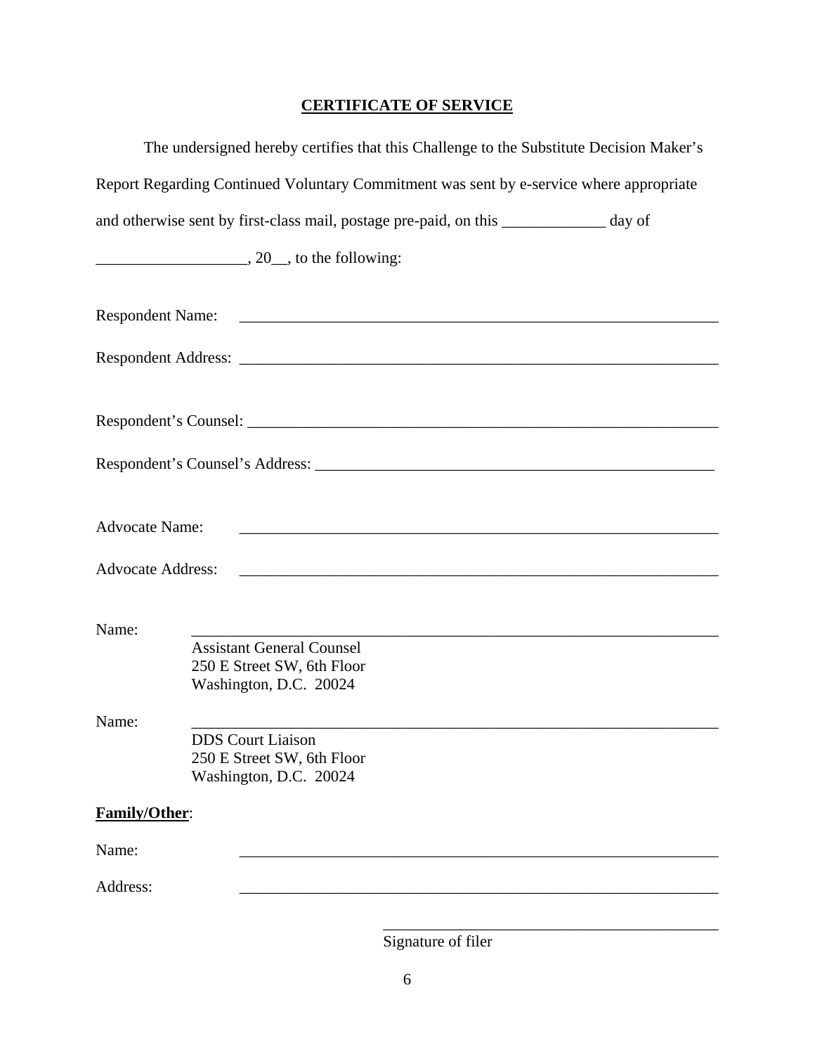**CERTIFICATE OF SERVICE**

The undersigned hereby certifies that this Challenge to the Substitute Decision Maker's Report Regarding Continued Voluntary Commitment was sent by e-service where appropriate and otherwise sent by first-class mail, postage pre-paid, on this _____________ day of ___________________, 20__, to the following:

Respondent Name: _______________________________________________________________

Respondent Address: _______________________________________________________________

Respondent's Counsel: _______________________________________________________________

Respondent's Counsel's Address: _____________________________________________________

Advocate Name: _______________________________________________________________

Advocate Address: _______________________________________________________________

Name: _______________________________________________________________
Assistant General Counsel
250 E Street SW, 6th Floor
Washington, D.C. 20024

Name: _______________________________________________________________
DDS Court Liaison
250 E Street SW, 6th Floor
Washington, D.C. 20024

**Family/Other**:

Name: _______________________________________________________________

Address: _______________________________________________________________

___________________________________________
Signature of filer